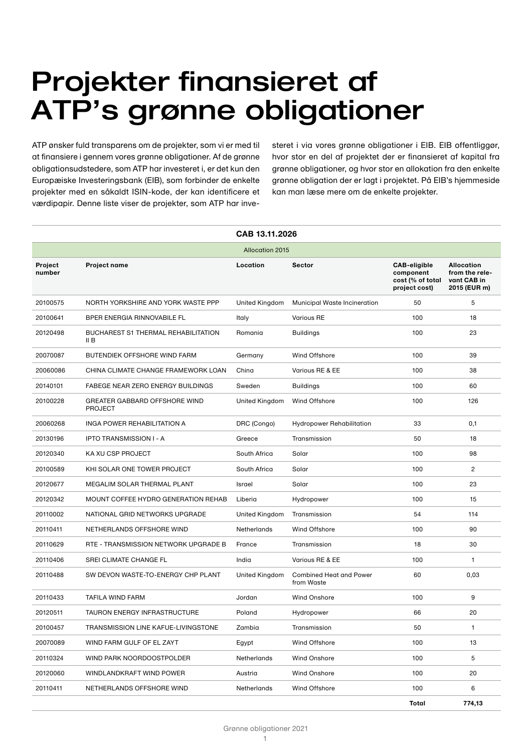# Projekter finansieret af ATP's grønne obligationer

ATP ønsker fuld transparens om de projekter, som vi er med til at finansiere i gennem vores grønne obligationer. Af de grønne obligationsudstedere, som ATP har investeret i, er det kun den Europæiske Investeringsbank (EIB), som forbinder de enkelte projekter med en såkaldt ISIN-kode, der kan identificere et værdipapir. Denne liste viser de projekter, som ATP har investeret i via vores grønne obligationer i EIB. EIB offentliggør, hvor stor en del af projektet der er finansieret af kapital fra grønne obligationer, og hvor stor en allokation fra den enkelte grønne obligation der er lagt i projektet. På EIB's hjemmeside kan man læse mere om de enkelte projekter.

| CAB 13.11.2026 | | | | | |
|---|---|---|---|---|---|
| Allocation 2015 | | | | | |
| **Project number** | **Project name** | **Location** | **Sector** | **CAB-eligible component cost (% of total project cost)** | **Allocation from the relevant CAB in 2015 (EUR m)** |
| 20100575 | NORTH YORKSHIRE AND YORK WASTE PPP | United Kingdom | Municipal Waste Incineration | 50 | 5 |
| 20100641 | BPER ENERGIA RINNOVABILE FL | Italy | Various RE | 100 | 18 |
| 20120498 | BUCHAREST S1 THERMAL REHABILITATION II B | Romania | Buildings | 100 | 23 |
| 20070087 | BUTENDIEK OFFSHORE WIND FARM | Germany | Wind Offshore | 100 | 39 |
| 20060086 | CHINA CLIMATE CHANGE FRAMEWORK LOAN | China | Various RE & EE | 100 | 38 |
| 20140101 | FABEGE NEAR ZERO ENERGY BUILDINGS | Sweden | Buildings | 100 | 60 |
| 20100228 | GREATER GABBARD OFFSHORE WIND PROJECT | United Kingdom | Wind Offshore | 100 | 126 |
| 20060268 | INGA POWER REHABILITATION A | DRC (Congo) | Hydropower Rehabilitation | 33 | 0,1 |
| 20130196 | IPTO TRANSMISSION I - A | Greece | Transmission | 50 | 18 |
| 20120340 | KA XU CSP PROJECT | South Africa | Solar | 100 | 98 |
| 20100589 | KHI SOLAR ONE TOWER PROJECT | South Africa | Solar | 100 | 2 |
| 20120677 | MEGALIM SOLAR THERMAL PLANT | Israel | Solar | 100 | 23 |
| 20120342 | MOUNT COFFEE HYDRO GENERATION REHAB | Liberia | Hydropower | 100 | 15 |
| 20110002 | NATIONAL GRID NETWORKS UPGRADE | United Kingdom | Transmission | 54 | 114 |
| 20110411 | NETHERLANDS OFFSHORE WIND | Netherlands | Wind Offshore | 100 | 90 |
| 20110629 | RTE - TRANSMISSION NETWORK UPGRADE B | France | Transmission | 18 | 30 |
| 20110406 | SREI CLIMATE CHANGE FL | India | Various RE & EE | 100 | 1 |
| 20110488 | SW DEVON WASTE-TO-ENERGY CHP PLANT | United Kingdom | Combined Heat and Power from Waste | 60 | 0,03 |
| 20110433 | TAFILA WIND FARM | Jordan | Wind Onshore | 100 | 9 |
| 20120511 | TAURON ENERGY INFRASTRUCTURE | Poland | Hydropower | 66 | 20 |
| 20100457 | TRANSMISSION LINE KAFUE-LIVINGSTONE | Zambia | Transmission | 50 | 1 |
| 20070089 | WIND FARM GULF OF EL ZAYT | Egypt | Wind Offshore | 100 | 13 |
| 20110324 | WIND PARK NOORDOOSTPOLDER | Netherlands | Wind Onshore | 100 | 5 |
| 20120060 | WINDLANDKRAFT WIND POWER | Austria | Wind Onshore | 100 | 20 |
| 20110411 | NETHERLANDS OFFSHORE WIND | Netherlands | Wind Offshore | 100 | 6 |
| | | | | **Total** | **774,13** |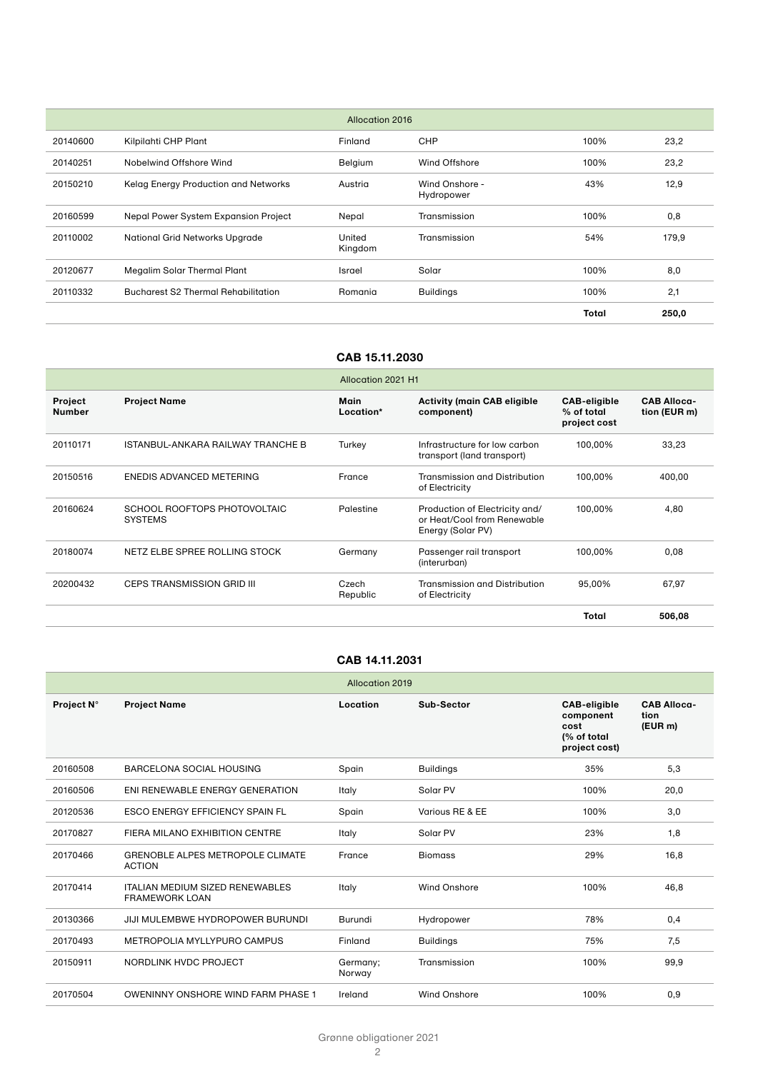| Allocation 2016 | | | | | |
|---|---|---|---|---|---|
| 20140600 | Kilpilahti CHP Plant | Finland | CHP | 100% | 23,2 |
| 20140251 | Nobelwind Offshore Wind | Belgium | Wind Offshore | 100% | 23,2 |
| 20150210 | Kelag Energy Production and Networks | Austria | Wind Onshore - Hydropower | 43% | 12,9 |
| 20160599 | Nepal Power System Expansion Project | Nepal | Transmission | 100% | 0,8 |
| 20110002 | National Grid Networks Upgrade | United Kingdom | Transmission | 54% | 179,9 |
| 20120677 | Megalim Solar Thermal Plant | Israel | Solar | 100% | 8,0 |
| 20110332 | Bucharest S2 Thermal Rehabilitation | Romania | Buildings | 100% | 2,1 |
| | | | | **Total** | **250,0** |

## CAB 15.11.2030

| Allocation 2021 H1 | | | | | |
|---|---|---|---|---|---|
| **Project Number** | **Project Name** | **Main Location*** | **Activity (main CAB eligible component)** | **CAB-eligible % of total project cost** | **CAB Allocation (EUR m)** |
| 20110171 | ISTANBUL-ANKARA RAILWAY TRANCHE B | Turkey | Infrastructure for low carbon transport (land transport) | 100,00% | 33,23 |
| 20150516 | ENEDIS ADVANCED METERING | France | Transmission and Distribution of Electricity | 100,00% | 400,00 |
| 20160624 | SCHOOL ROOFTOPS PHOTOVOLTAIC SYSTEMS | Palestine | Production of Electricity and/or Heat/Cool from Renewable Energy (Solar PV) | 100,00% | 4,80 |
| 20180074 | NETZ ELBE SPREE ROLLING STOCK | Germany | Passenger rail transport (interurban) | 100,00% | 0,08 |
| 20200432 | CEPS TRANSMISSION GRID III | Czech Republic | Transmission and Distribution of Electricity | 95,00% | 67,97 |
| | | | | **Total** | **506,08** |

## CAB 14.11.2031

| Allocation 2019 | | | | | |
|---|---|---|---|---|---|
| **Project N°** | **Project Name** | **Location** | **Sub-Sector** | **CAB-eligible component cost (% of total project cost)** | **CAB Allocation (EUR m)** |
| 20160508 | BARCELONA SOCIAL HOUSING | Spain | Buildings | 35% | 5,3 |
| 20160506 | ENI RENEWABLE ENERGY GENERATION | Italy | Solar PV | 100% | 20,0 |
| 20120536 | ESCO ENERGY EFFICIENCY SPAIN FL | Spain | Various RE & EE | 100% | 3,0 |
| 20170827 | FIERA MILANO EXHIBITION CENTRE | Italy | Solar PV | 23% | 1,8 |
| 20170466 | GRENOBLE ALPES METROPOLE CLIMATE ACTION | France | Biomass | 29% | 16,8 |
| 20170414 | ITALIAN MEDIUM SIZED RENEWABLES FRAMEWORK LOAN | Italy | Wind Onshore | 100% | 46,8 |
| 20130366 | JIJI MULEMBWE HYDROPOWER BURUNDI | Burundi | Hydropower | 78% | 0,4 |
| 20170493 | METROPOLIA MYLLYPURO CAMPUS | Finland | Buildings | 75% | 7,5 |
| 20150911 | NORDLINK HVDC PROJECT | Germany; Norway | Transmission | 100% | 99,9 |
| 20170504 | OWENINNY ONSHORE WIND FARM PHASE 1 | Ireland | Wind Onshore | 100% | 0,9 |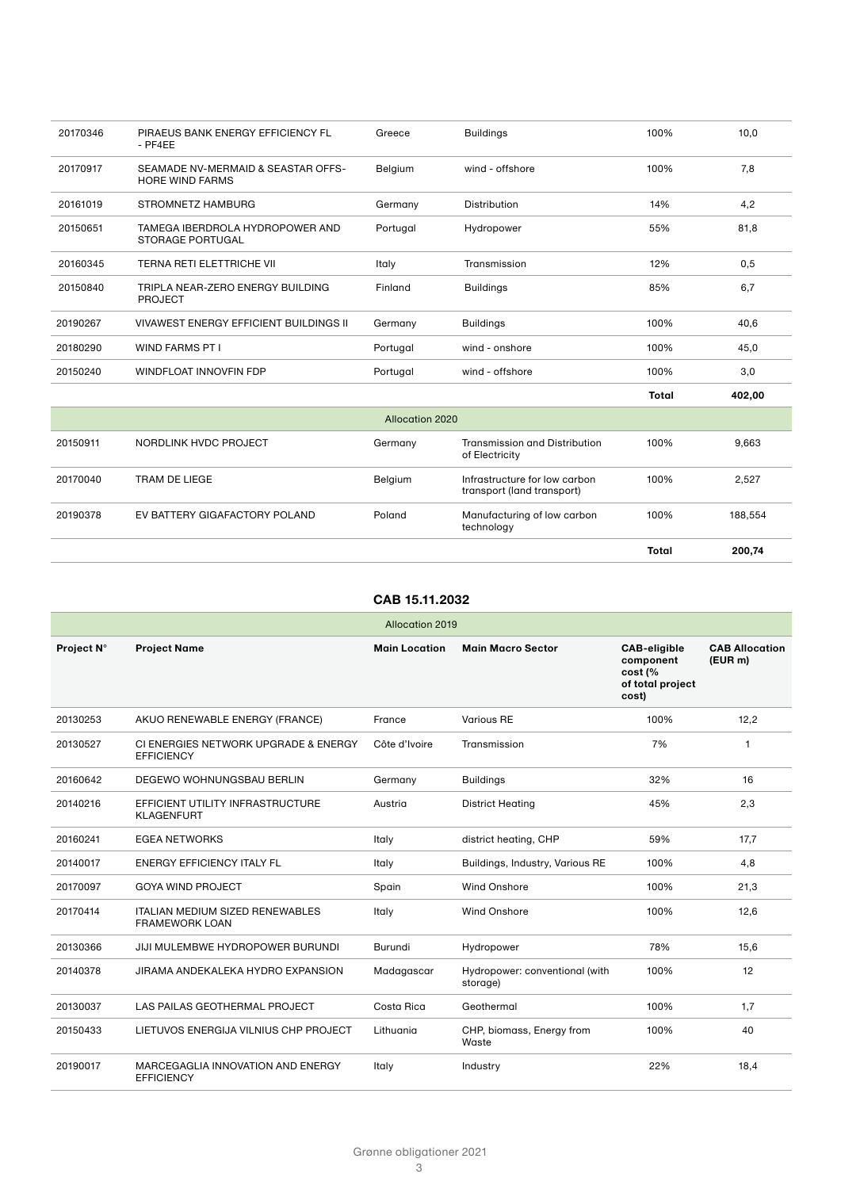| | | | | | |
|---|---|---|---|---|---|
| 20170346 | PIRAEUS BANK ENERGY EFFICIENCY FL - PF4EE | Greece | Buildings | 100% | 10,0 |
| 20170917 | SEAMADE NV-MERMAID & SEASTAR OFFS-HORE WIND FARMS | Belgium | wind - offshore | 100% | 7,8 |
| 20161019 | STROMNETZ HAMBURG | Germany | Distribution | 14% | 4,2 |
| 20150651 | TAMEGA IBERDROLA HYDROPOWER AND STORAGE PORTUGAL | Portugal | Hydropower | 55% | 81,8 |
| 20160345 | TERNA RETI ELETTRICHE VII | Italy | Transmission | 12% | 0,5 |
| 20150840 | TRIPLA NEAR-ZERO ENERGY BUILDING PROJECT | Finland | Buildings | 85% | 6,7 |
| 20190267 | VIVAWEST ENERGY EFFICIENT BUILDINGS II | Germany | Buildings | 100% | 40,6 |
| 20180290 | WIND FARMS PT I | Portugal | wind - onshore | 100% | 45,0 |
| 20150240 | WINDFLOAT INNOVFIN FDP | Portugal | wind - offshore | 100% | 3,0 |
| | | | | **Total** | **402,00** |
| | | Allocation 2020 | | | |
| 20150911 | NORDLINK HVDC PROJECT | Germany | Transmission and Distribution of Electricity | 100% | 9,663 |
| 20170040 | TRAM DE LIEGE | Belgium | Infrastructure for low carbon transport (land transport) | 100% | 2,527 |
| 20190378 | EV BATTERY GIGAFACTORY POLAND | Poland | Manufacturing of low carbon technology | 100% | 188,554 |
| | | | | **Total** | **200,74** |

### CAB 15.11.2032

| | | Allocation 2019 | | | |
|---|---|---|---|---|---|
| **Project N°** | **Project Name** | **Main Location** | **Main Macro Sector** | **CAB-eligible component cost (% of total project cost)** | **CAB Allocation (EUR m)** |
| 20130253 | AKUO RENEWABLE ENERGY (FRANCE) | France | Various RE | 100% | 12,2 |
| 20130527 | CI ENERGIES NETWORK UPGRADE & ENERGY EFFICIENCY | Côte d'Ivoire | Transmission | 7% | 1 |
| 20160642 | DEGEWO WOHNUNGSBAU BERLIN | Germany | Buildings | 32% | 16 |
| 20140216 | EFFICIENT UTILITY INFRASTRUCTURE KLAGENFURT | Austria | District Heating | 45% | 2,3 |
| 20160241 | EGEA NETWORKS | Italy | district heating, CHP | 59% | 17,7 |
| 20140017 | ENERGY EFFICIENCY ITALY FL | Italy | Buildings, Industry, Various RE | 100% | 4,8 |
| 20170097 | GOYA WIND PROJECT | Spain | Wind Onshore | 100% | 21,3 |
| 20170414 | ITALIAN MEDIUM SIZED RENEWABLES FRAMEWORK LOAN | Italy | Wind Onshore | 100% | 12,6 |
| 20130366 | JIJI MULEMBWE HYDROPOWER BURUNDI | Burundi | Hydropower | 78% | 15,6 |
| 20140378 | JIRAMA ANDEKALEKA HYDRO EXPANSION | Madagascar | Hydropower: conventional (with storage) | 100% | 12 |
| 20130037 | LAS PAILAS GEOTHERMAL PROJECT | Costa Rica | Geothermal | 100% | 1,7 |
| 20150433 | LIETUVOS ENERGIJA VILNIUS CHP PROJECT | Lithuania | CHP, biomass, Energy from Waste | 100% | 40 |
| 20190017 | MARCEGAGLIA INNOVATION AND ENERGY EFFICIENCY | Italy | Industry | 22% | 18,4 |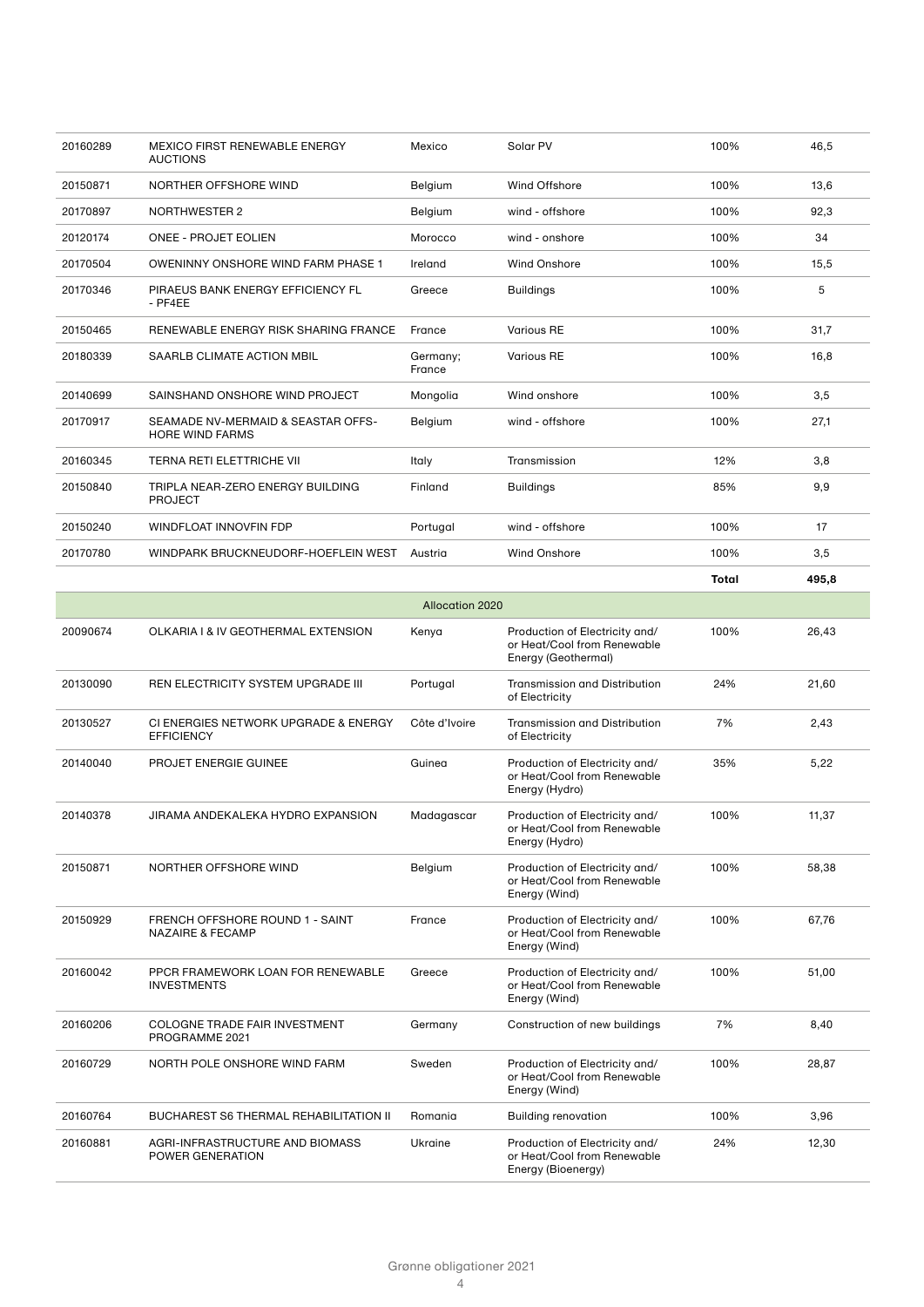| | | | | | |
|---|---|---|---|---|---|
| 20160289 | MEXICO FIRST RENEWABLE ENERGY AUCTIONS | Mexico | Solar PV | 100% | 46,5 |
| 20150871 | NORTHER OFFSHORE WIND | Belgium | Wind Offshore | 100% | 13,6 |
| 20170897 | NORTHWESTER 2 | Belgium | wind - offshore | 100% | 92,3 |
| 20120174 | ONEE - PROJET EOLIEN | Morocco | wind - onshore | 100% | 34 |
| 20170504 | OWENINNY ONSHORE WIND FARM PHASE 1 | Ireland | Wind Onshore | 100% | 15,5 |
| 20170346 | PIRAEUS BANK ENERGY EFFICIENCY FL - PF4EE | Greece | Buildings | 100% | 5 |
| 20150465 | RENEWABLE ENERGY RISK SHARING FRANCE | France | Various RE | 100% | 31,7 |
| 20180339 | SAARLB CLIMATE ACTION MBIL | Germany; France | Various RE | 100% | 16,8 |
| 20140699 | SAINSHAND ONSHORE WIND PROJECT | Mongolia | Wind onshore | 100% | 3,5 |
| 20170917 | SEAMADE NV-MERMAID & SEASTAR OFFS-HORE WIND FARMS | Belgium | wind - offshore | 100% | 27,1 |
| 20160345 | TERNA RETI ELETTRICHE VII | Italy | Transmission | 12% | 3,8 |
| 20150840 | TRIPLA NEAR-ZERO ENERGY BUILDING PROJECT | Finland | Buildings | 85% | 9,9 |
| 20150240 | WINDFLOAT INNOVFIN FDP | Portugal | wind - offshore | 100% | 17 |
| 20170780 | WINDPARK BRUCKNEUDORF-HOEFLEIN WEST | Austria | Wind Onshore | 100% | 3,5 |
| | | | | **Total** | **495,8** |
| | | Allocation 2020 | | | |
| 20090674 | OLKARIA I & IV GEOTHERMAL EXTENSION | Kenya | Production of Electricity and/ or Heat/Cool from Renewable Energy (Geothermal) | 100% | 26,43 |
| 20130090 | REN ELECTRICITY SYSTEM UPGRADE III | Portugal | Transmission and Distribution of Electricity | 24% | 21,60 |
| 20130527 | CI ENERGIES NETWORK UPGRADE & ENERGY EFFICIENCY | Côte d'Ivoire | Transmission and Distribution of Electricity | 7% | 2,43 |
| 20140040 | PROJET ENERGIE GUINEE | Guinea | Production of Electricity and/ or Heat/Cool from Renewable Energy (Hydro) | 35% | 5,22 |
| 20140378 | JIRAMA ANDEKALEKA HYDRO EXPANSION | Madagascar | Production of Electricity and/ or Heat/Cool from Renewable Energy (Hydro) | 100% | 11,37 |
| 20150871 | NORTHER OFFSHORE WIND | Belgium | Production of Electricity and/ or Heat/Cool from Renewable Energy (Wind) | 100% | 58,38 |
| 20150929 | FRENCH OFFSHORE ROUND 1 - SAINT NAZAIRE & FECAMP | France | Production of Electricity and/ or Heat/Cool from Renewable Energy (Wind) | 100% | 67,76 |
| 20160042 | PPCR FRAMEWORK LOAN FOR RENEWABLE INVESTMENTS | Greece | Production of Electricity and/ or Heat/Cool from Renewable Energy (Wind) | 100% | 51,00 |
| 20160206 | COLOGNE TRADE FAIR INVESTMENT PROGRAMME 2021 | Germany | Construction of new buildings | 7% | 8,40 |
| 20160729 | NORTH POLE ONSHORE WIND FARM | Sweden | Production of Electricity and/ or Heat/Cool from Renewable Energy (Wind) | 100% | 28,87 |
| 20160764 | BUCHAREST S6 THERMAL REHABILITATION II | Romania | Building renovation | 100% | 3,96 |
| 20160881 | AGRI-INFRASTRUCTURE AND BIOMASS POWER GENERATION | Ukraine | Production of Electricity and/ or Heat/Cool from Renewable Energy (Bioenergy) | 24% | 12,30 |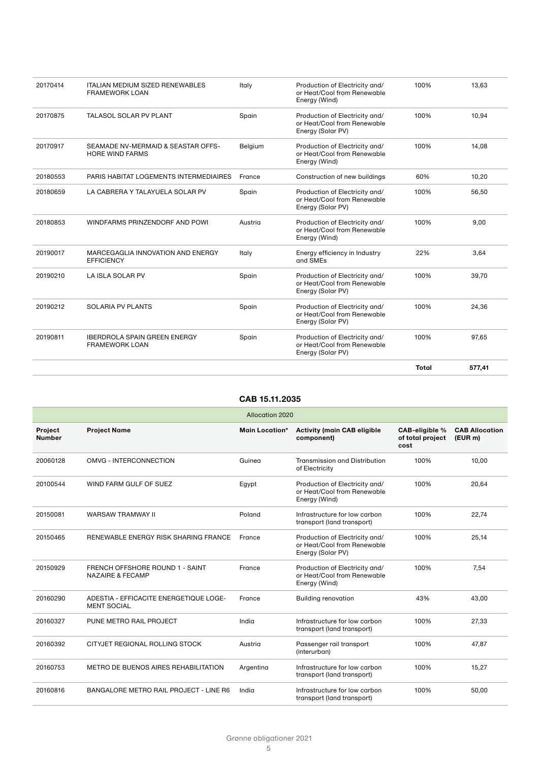| | | | | | |
|---|---|---|---|---|---|
| 20170414 | ITALIAN MEDIUM SIZED RENEWABLES FRAMEWORK LOAN | Italy | Production of Electricity and/ or Heat/Cool from Renewable Energy (Wind) | 100% | 13,63 |
| 20170875 | TALASOL SOLAR PV PLANT | Spain | Production of Electricity and/ or Heat/Cool from Renewable Energy (Solar PV) | 100% | 10,94 |
| 20170917 | SEAMADE NV-MERMAID & SEASTAR OFFS-HORE WIND FARMS | Belgium | Production of Electricity and/ or Heat/Cool from Renewable Energy (Wind) | 100% | 14,08 |
| 20180553 | PARIS HABITAT LOGEMENTS INTERMEDIAIRES | France | Construction of new buildings | 60% | 10,20 |
| 20180659 | LA CABRERA Y TALAYUELA SOLAR PV | Spain | Production of Electricity and/ or Heat/Cool from Renewable Energy (Solar PV) | 100% | 56,50 |
| 20180853 | WINDFARMS PRINZENDORF AND POWI | Austria | Production of Electricity and/ or Heat/Cool from Renewable Energy (Wind) | 100% | 9,00 |
| 20190017 | MARCEGAGLIA INNOVATION AND ENERGY EFFICIENCY | Italy | Energy efficiency in Industry and SMEs | 22% | 3,64 |
| 20190210 | LA ISLA SOLAR PV | Spain | Production of Electricity and/ or Heat/Cool from Renewable Energy (Solar PV) | 100% | 39,70 |
| 20190212 | SOLARIA PV PLANTS | Spain | Production of Electricity and/ or Heat/Cool from Renewable Energy (Solar PV) | 100% | 24,36 |
| 20190811 | IBERDROLA SPAIN GREEN ENERGY FRAMEWORK LOAN | Spain | Production of Electricity and/ or Heat/Cool from Renewable Energy (Solar PV) | 100% | 97,65 |
| | | | | **Total** | **577,41** |

## CAB 15.11.2035

| Allocation 2020 | | | | | |
|---|---|---|---|---|---|
| **Project Number** | **Project Name** | **Main Location*** | **Activity (main CAB eligible component)** | **CAB-eligible % of total project cost** | **CAB Allocation (EUR m)** |
| 20060128 | OMVG - INTERCONNECTION | Guinea | Transmission and Distribution of Electricity | 100% | 10,00 |
| 20100544 | WIND FARM GULF OF SUEZ | Egypt | Production of Electricity and/ or Heat/Cool from Renewable Energy (Wind) | 100% | 20,64 |
| 20150081 | WARSAW TRAMWAY II | Poland | Infrastructure for low carbon transport (land transport) | 100% | 22,74 |
| 20150465 | RENEWABLE ENERGY RISK SHARING FRANCE | France | Production of Electricity and/ or Heat/Cool from Renewable Energy (Solar PV) | 100% | 25,14 |
| 20150929 | FRENCH OFFSHORE ROUND 1 - SAINT NAZAIRE & FECAMP | France | Production of Electricity and/ or Heat/Cool from Renewable Energy (Wind) | 100% | 7,54 |
| 20160290 | ADESTIA - EFFICACITE ENERGETIQUE LOGE-MENT SOCIAL | France | Building renovation | 43% | 43,00 |
| 20160327 | PUNE METRO RAIL PROJECT | India | Infrastructure for low carbon transport (land transport) | 100% | 27,33 |
| 20160392 | CITYJET REGIONAL ROLLING STOCK | Austria | Passenger rail transport (interurban) | 100% | 47,87 |
| 20160753 | METRO DE BUENOS AIRES REHABILITATION | Argentina | Infrastructure for low carbon transport (land transport) | 100% | 15,27 |
| 20160816 | BANGALORE METRO RAIL PROJECT - LINE R6 | India | Infrastructure for low carbon transport (land transport) | 100% | 50,00 |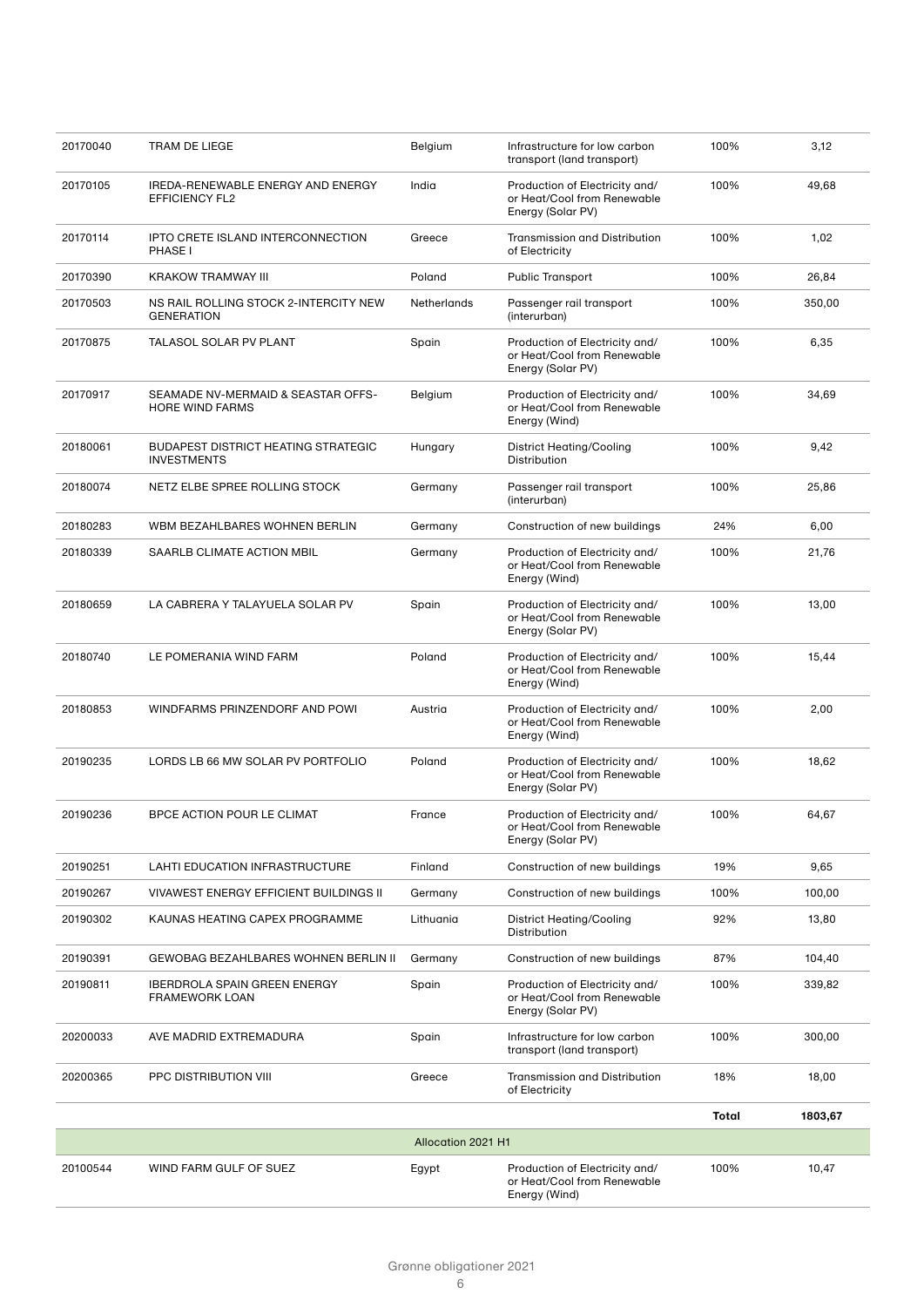| | | | | | |
|---|---|---|---|---|---|
| 20170040 | TRAM DE LIEGE | Belgium | Infrastructure for low carbon transport (land transport) | 100% | 3,12 |
| 20170105 | IREDA-RENEWABLE ENERGY AND ENERGY EFFICIENCY FL2 | India | Production of Electricity and/ or Heat/Cool from Renewable Energy (Solar PV) | 100% | 49,68 |
| 20170114 | IPTO CRETE ISLAND INTERCONNECTION PHASE I | Greece | Transmission and Distribution of Electricity | 100% | 1,02 |
| 20170390 | KRAKOW TRAMWAY III | Poland | Public Transport | 100% | 26,84 |
| 20170503 | NS RAIL ROLLING STOCK 2-INTERCITY NEW GENERATION | Netherlands | Passenger rail transport (interurban) | 100% | 350,00 |
| 20170875 | TALASOL SOLAR PV PLANT | Spain | Production of Electricity and/ or Heat/Cool from Renewable Energy (Solar PV) | 100% | 6,35 |
| 20170917 | SEAMADE NV-MERMAID & SEASTAR OFFS-HORE WIND FARMS | Belgium | Production of Electricity and/ or Heat/Cool from Renewable Energy (Wind) | 100% | 34,69 |
| 20180061 | BUDAPEST DISTRICT HEATING STRATEGIC INVESTMENTS | Hungary | District Heating/Cooling Distribution | 100% | 9,42 |
| 20180074 | NETZ ELBE SPREE ROLLING STOCK | Germany | Passenger rail transport (interurban) | 100% | 25,86 |
| 20180283 | WBM BEZAHLBARES WOHNEN BERLIN | Germany | Construction of new buildings | 24% | 6,00 |
| 20180339 | SAARLB CLIMATE ACTION MBIL | Germany | Production of Electricity and/ or Heat/Cool from Renewable Energy (Wind) | 100% | 21,76 |
| 20180659 | LA CABRERA Y TALAYUELA SOLAR PV | Spain | Production of Electricity and/ or Heat/Cool from Renewable Energy (Solar PV) | 100% | 13,00 |
| 20180740 | LE POMERANIA WIND FARM | Poland | Production of Electricity and/ or Heat/Cool from Renewable Energy (Wind) | 100% | 15,44 |
| 20180853 | WINDFARMS PRINZENDORF AND POWI | Austria | Production of Electricity and/ or Heat/Cool from Renewable Energy (Wind) | 100% | 2,00 |
| 20190235 | LORDS LB 66 MW SOLAR PV PORTFOLIO | Poland | Production of Electricity and/ or Heat/Cool from Renewable Energy (Solar PV) | 100% | 18,62 |
| 20190236 | BPCE ACTION POUR LE CLIMAT | France | Production of Electricity and/ or Heat/Cool from Renewable Energy (Solar PV) | 100% | 64,67 |
| 20190251 | LAHTI EDUCATION INFRASTRUCTURE | Finland | Construction of new buildings | 19% | 9,65 |
| 20190267 | VIVAWEST ENERGY EFFICIENT BUILDINGS II | Germany | Construction of new buildings | 100% | 100,00 |
| 20190302 | KAUNAS HEATING CAPEX PROGRAMME | Lithuania | District Heating/Cooling Distribution | 92% | 13,80 |
| 20190391 | GEWOBAG BEZAHLBARES WOHNEN BERLIN II | Germany | Construction of new buildings | 87% | 104,40 |
| 20190811 | IBERDROLA SPAIN GREEN ENERGY FRAMEWORK LOAN | Spain | Production of Electricity and/ or Heat/Cool from Renewable Energy (Solar PV) | 100% | 339,82 |
| 20200033 | AVE MADRID EXTREMADURA | Spain | Infrastructure for low carbon transport (land transport) | 100% | 300,00 |
| 20200365 | PPC DISTRIBUTION VIII | Greece | Transmission and Distribution of Electricity | 18% | 18,00 |
| | | | | **Total** | **1803,67** |
| | | Allocation 2021 H1 | | | |
| 20100544 | WIND FARM GULF OF SUEZ | Egypt | Production of Electricity and/ or Heat/Cool from Renewable Energy (Wind) | 100% | 10,47 |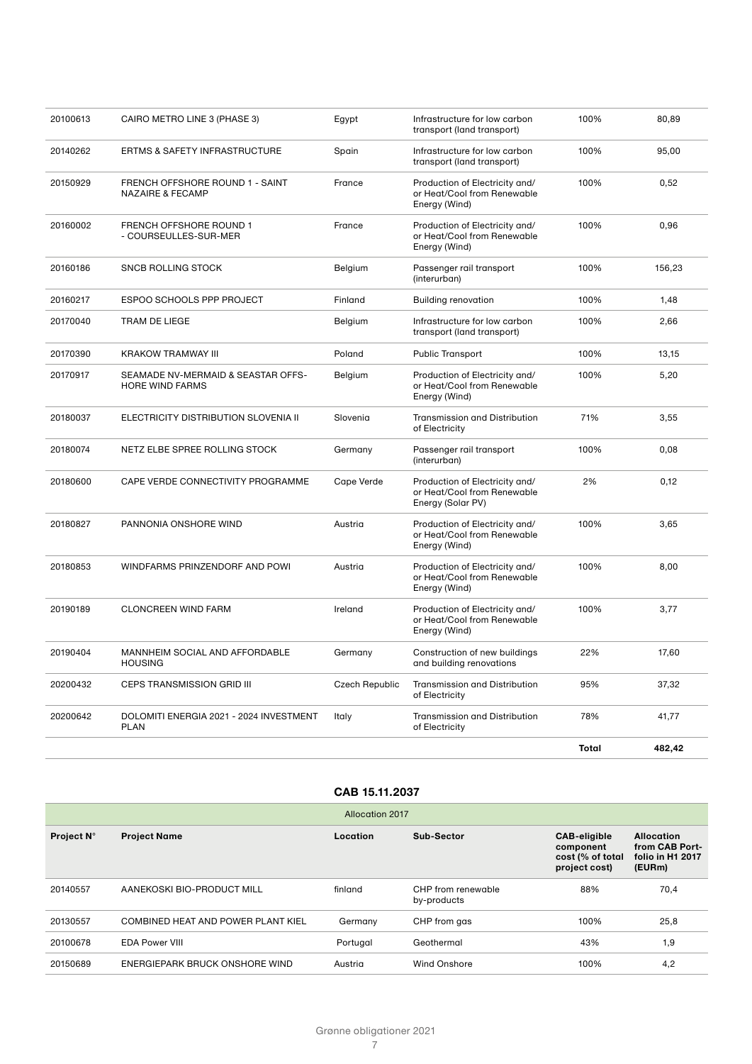| | | | | | |
|---|---|---|---|---|---|
| 20100613 | CAIRO METRO LINE 3 (PHASE 3) | Egypt | Infrastructure for low carbon transport (land transport) | 100% | 80,89 |
| 20140262 | ERTMS & SAFETY INFRASTRUCTURE | Spain | Infrastructure for low carbon transport (land transport) | 100% | 95,00 |
| 20150929 | FRENCH OFFSHORE ROUND 1 - SAINT NAZAIRE & FECAMP | France | Production of Electricity and/ or Heat/Cool from Renewable Energy (Wind) | 100% | 0,52 |
| 20160002 | FRENCH OFFSHORE ROUND 1 - COURSEULLES-SUR-MER | France | Production of Electricity and/ or Heat/Cool from Renewable Energy (Wind) | 100% | 0,96 |
| 20160186 | SNCB ROLLING STOCK | Belgium | Passenger rail transport (interurban) | 100% | 156,23 |
| 20160217 | ESPOO SCHOOLS PPP PROJECT | Finland | Building renovation | 100% | 1,48 |
| 20170040 | TRAM DE LIEGE | Belgium | Infrastructure for low carbon transport (land transport) | 100% | 2,66 |
| 20170390 | KRAKOW TRAMWAY III | Poland | Public Transport | 100% | 13,15 |
| 20170917 | SEAMADE NV-MERMAID & SEASTAR OFFS-HORE WIND FARMS | Belgium | Production of Electricity and/ or Heat/Cool from Renewable Energy (Wind) | 100% | 5,20 |
| 20180037 | ELECTRICITY DISTRIBUTION SLOVENIA II | Slovenia | Transmission and Distribution of Electricity | 71% | 3,55 |
| 20180074 | NETZ ELBE SPREE ROLLING STOCK | Germany | Passenger rail transport (interurban) | 100% | 0,08 |
| 20180600 | CAPE VERDE CONNECTIVITY PROGRAMME | Cape Verde | Production of Electricity and/ or Heat/Cool from Renewable Energy (Solar PV) | 2% | 0,12 |
| 20180827 | PANNONIA ONSHORE WIND | Austria | Production of Electricity and/ or Heat/Cool from Renewable Energy (Wind) | 100% | 3,65 |
| 20180853 | WINDFARMS PRINZENDORF AND POWI | Austria | Production of Electricity and/ or Heat/Cool from Renewable Energy (Wind) | 100% | 8,00 |
| 20190189 | CLONCREEN WIND FARM | Ireland | Production of Electricity and/ or Heat/Cool from Renewable Energy (Wind) | 100% | 3,77 |
| 20190404 | MANNHEIM SOCIAL AND AFFORDABLE HOUSING | Germany | Construction of new buildings and building renovations | 22% | 17,60 |
| 20200432 | CEPS TRANSMISSION GRID III | Czech Republic | Transmission and Distribution of Electricity | 95% | 37,32 |
| 20200642 | DOLOMITI ENERGIA 2021 - 2024 INVESTMENT PLAN | Italy | Transmission and Distribution of Electricity | 78% | 41,77 |
| | | | | **Total** | **482,42** |

### CAB 15.11.2037

| Allocation 2017 | | | | | |
|---|---|---|---|---|---|
| **Project N°** | **Project Name** | **Location** | **Sub-Sector** | **CAB-eligible component cost (% of total project cost)** | **Allocation from CAB Portfolio in H1 2017 (EURm)** |
| 20140557 | AANEKOSKI BIO-PRODUCT MILL | finland | CHP from renewable by-products | 88% | 70,4 |
| 20130557 | COMBINED HEAT AND POWER PLANT KIEL | Germany | CHP from gas | 100% | 25,8 |
| 20100678 | EDA Power VIII | Portugal | Geothermal | 43% | 1,9 |
| 20150689 | ENERGIEPARK BRUCK ONSHORE WIND | Austria | Wind Onshore | 100% | 4,2 |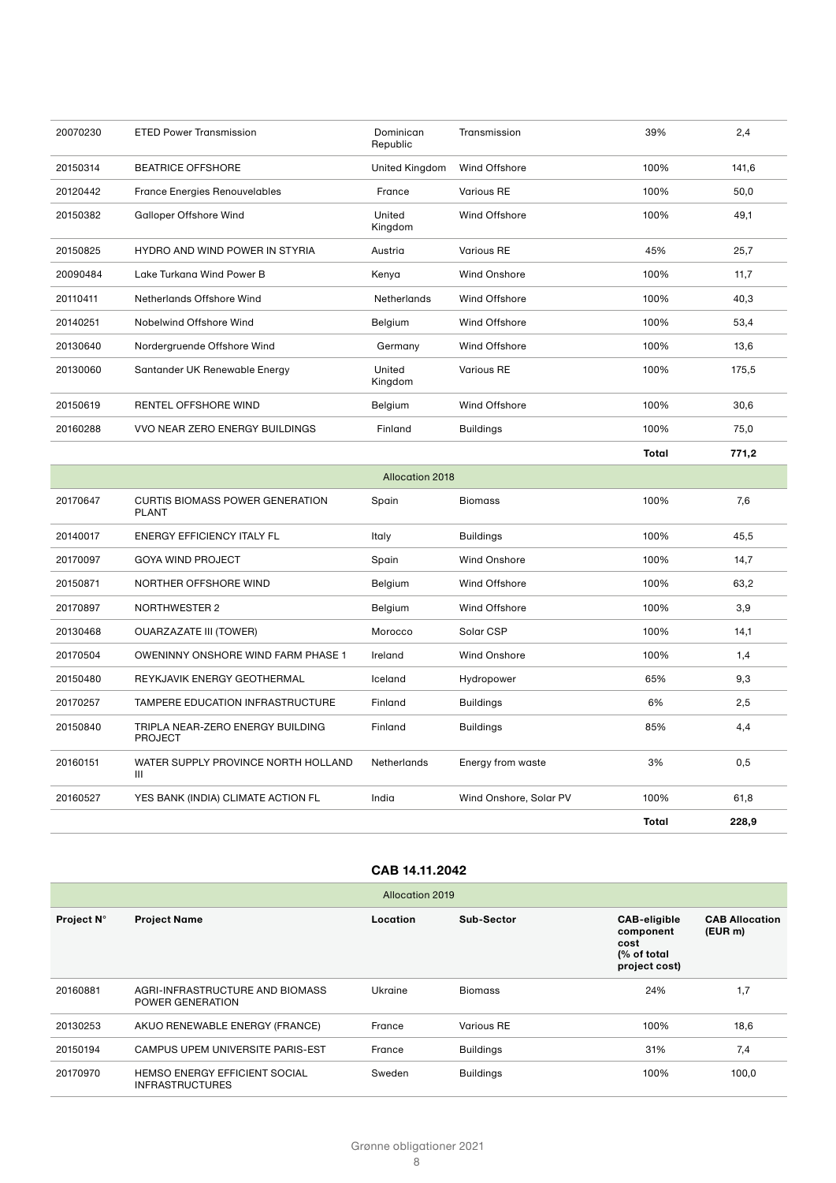| | | | | | |
|---|---|---|---|---|---|
| 20070230 | ETED Power Transmission | Dominican Republic | Transmission | 39% | 2,4 |
| 20150314 | BEATRICE OFFSHORE | United Kingdom | Wind Offshore | 100% | 141,6 |
| 20120442 | France Energies Renouvelables | France | Various RE | 100% | 50,0 |
| 20150382 | Galloper Offshore Wind | United Kingdom | Wind Offshore | 100% | 49,1 |
| 20150825 | HYDRO AND WIND POWER IN STYRIA | Austria | Various RE | 45% | 25,7 |
| 20090484 | Lake Turkana Wind Power B | Kenya | Wind Onshore | 100% | 11,7 |
| 20110411 | Netherlands Offshore Wind | Netherlands | Wind Offshore | 100% | 40,3 |
| 20140251 | Nobelwind Offshore Wind | Belgium | Wind Offshore | 100% | 53,4 |
| 20130640 | Nordergruende Offshore Wind | Germany | Wind Offshore | 100% | 13,6 |
| 20130060 | Santander UK Renewable Energy | United Kingdom | Various RE | 100% | 175,5 |
| 20150619 | RENTEL OFFSHORE WIND | Belgium | Wind Offshore | 100% | 30,6 |
| 20160288 | VVO NEAR ZERO ENERGY BUILDINGS | Finland | Buildings | 100% | 75,0 |
| | | | | **Total** | **771,2** |
| | | Allocation 2018 | | | |
| 20170647 | CURTIS BIOMASS POWER GENERATION PLANT | Spain | Biomass | 100% | 7,6 |
| 20140017 | ENERGY EFFICIENCY ITALY FL | Italy | Buildings | 100% | 45,5 |
| 20170097 | GOYA WIND PROJECT | Spain | Wind Onshore | 100% | 14,7 |
| 20150871 | NORTHER OFFSHORE WIND | Belgium | Wind Offshore | 100% | 63,2 |
| 20170897 | NORTHWESTER 2 | Belgium | Wind Offshore | 100% | 3,9 |
| 20130468 | OUARZAZATE III (TOWER) | Morocco | Solar CSP | 100% | 14,1 |
| 20170504 | OWENINNY ONSHORE WIND FARM PHASE 1 | Ireland | Wind Onshore | 100% | 1,4 |
| 20150480 | REYKJAVIK ENERGY GEOTHERMAL | Iceland | Hydropower | 65% | 9,3 |
| 20170257 | TAMPERE EDUCATION INFRASTRUCTURE | Finland | Buildings | 6% | 2,5 |
| 20150840 | TRIPLA NEAR-ZERO ENERGY BUILDING PROJECT | Finland | Buildings | 85% | 4,4 |
| 20160151 | WATER SUPPLY PROVINCE NORTH HOLLAND III | Netherlands | Energy from waste | 3% | 0,5 |
| 20160527 | YES BANK (INDIA) CLIMATE ACTION FL | India | Wind Onshore, Solar PV | 100% | 61,8 |
| | | | | **Total** | **228,9** |

**CAB 14.11.2042**

| | | Allocation 2019 | | | |
|---|---|---|---|---|---|
| **Project N°** | **Project Name** | **Location** | **Sub-Sector** | **CAB-eligible component cost (% of total project cost)** | **CAB Allocation (EUR m)** |
| 20160881 | AGRI-INFRASTRUCTURE AND BIOMASS POWER GENERATION | Ukraine | Biomass | 24% | 1,7 |
| 20130253 | AKUO RENEWABLE ENERGY (FRANCE) | France | Various RE | 100% | 18,6 |
| 20150194 | CAMPUS UPEM UNIVERSITE PARIS-EST | France | Buildings | 31% | 7,4 |
| 20170970 | HEMSO ENERGY EFFICIENT SOCIAL INFRASTRUCTURES | Sweden | Buildings | 100% | 100,0 |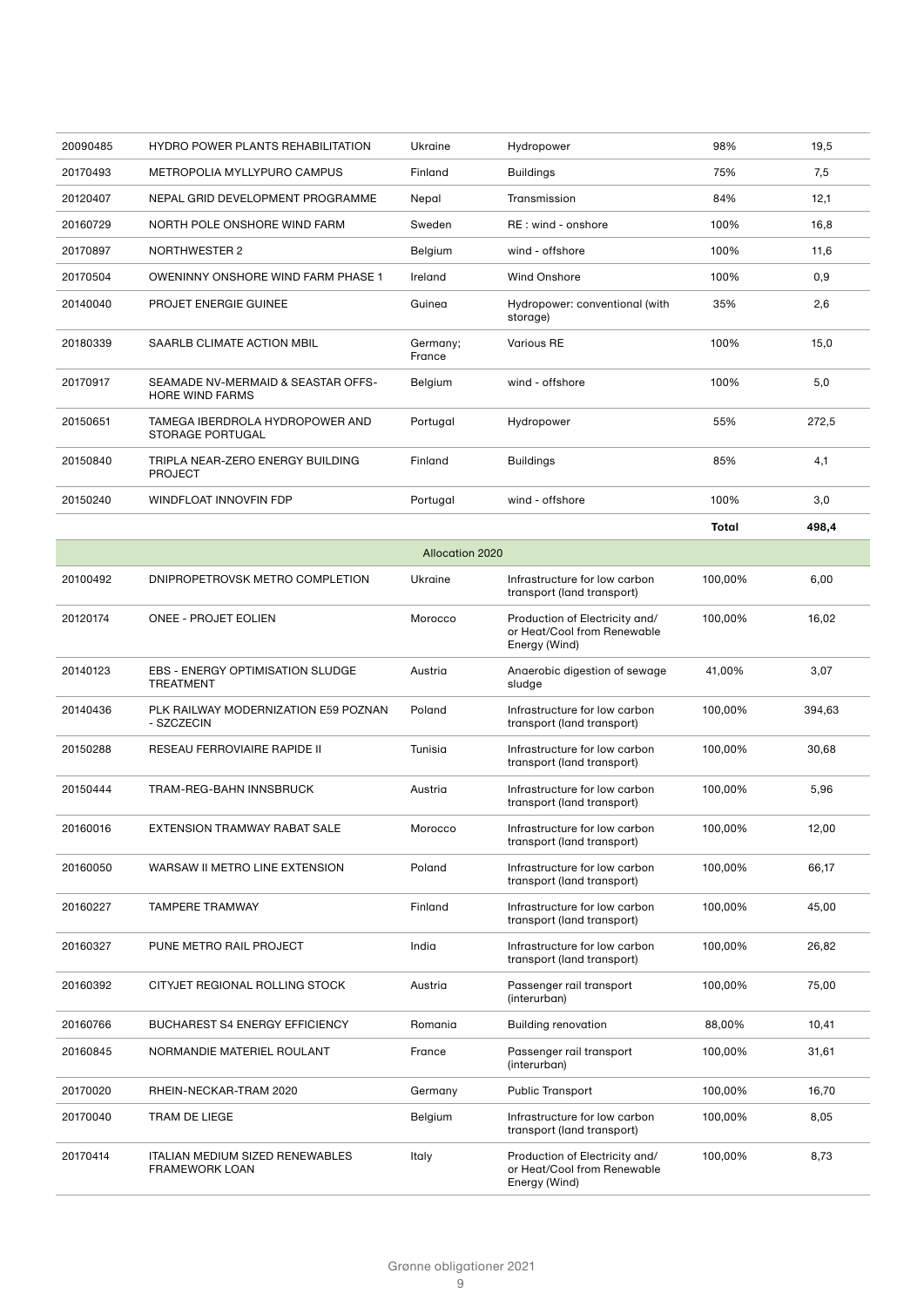| | | | | | |
|---|---|---|---|---|---|
| 20090485 | HYDRO POWER PLANTS REHABILITATION | Ukraine | Hydropower | 98% | 19,5 |
| 20170493 | METROPOLIA MYLLYPURO CAMPUS | Finland | Buildings | 75% | 7,5 |
| 20120407 | NEPAL GRID DEVELOPMENT PROGRAMME | Nepal | Transmission | 84% | 12,1 |
| 20160729 | NORTH POLE ONSHORE WIND FARM | Sweden | RE : wind - onshore | 100% | 16,8 |
| 20170897 | NORTHWESTER 2 | Belgium | wind - offshore | 100% | 11,6 |
| 20170504 | OWENINNY ONSHORE WIND FARM PHASE 1 | Ireland | Wind Onshore | 100% | 0,9 |
| 20140040 | PROJET ENERGIE GUINEE | Guinea | Hydropower: conventional (with storage) | 35% | 2,6 |
| 20180339 | SAARLB CLIMATE ACTION MBIL | Germany; France | Various RE | 100% | 15,0 |
| 20170917 | SEAMADE NV-MERMAID & SEASTAR OFFS-HORE WIND FARMS | Belgium | wind - offshore | 100% | 5,0 |
| 20150651 | TAMEGA IBERDROLA HYDROPOWER AND STORAGE PORTUGAL | Portugal | Hydropower | 55% | 272,5 |
| 20150840 | TRIPLA NEAR-ZERO ENERGY BUILDING PROJECT | Finland | Buildings | 85% | 4,1 |
| 20150240 | WINDFLOAT INNOVFIN FDP | Portugal | wind - offshore | 100% | 3,0 |
| | | | | **Total** | **498,4** |
| | | Allocation 2020 | | | |
| 20100492 | DNIPROPETROVSK METRO COMPLETION | Ukraine | Infrastructure for low carbon transport (land transport) | 100,00% | 6,00 |
| 20120174 | ONEE - PROJET EOLIEN | Morocco | Production of Electricity and/ or Heat/Cool from Renewable Energy (Wind) | 100,00% | 16,02 |
| 20140123 | EBS - ENERGY OPTIMISATION SLUDGE TREATMENT | Austria | Anaerobic digestion of sewage sludge | 41,00% | 3,07 |
| 20140436 | PLK RAILWAY MODERNIZATION E59 POZNAN - SZCZECIN | Poland | Infrastructure for low carbon transport (land transport) | 100,00% | 394,63 |
| 20150288 | RESEAU FERROVIAIRE RAPIDE II | Tunisia | Infrastructure for low carbon transport (land transport) | 100,00% | 30,68 |
| 20150444 | TRAM-REG-BAHN INNSBRUCK | Austria | Infrastructure for low carbon transport (land transport) | 100,00% | 5,96 |
| 20160016 | EXTENSION TRAMWAY RABAT SALE | Morocco | Infrastructure for low carbon transport (land transport) | 100,00% | 12,00 |
| 20160050 | WARSAW II METRO LINE EXTENSION | Poland | Infrastructure for low carbon transport (land transport) | 100,00% | 66,17 |
| 20160227 | TAMPERE TRAMWAY | Finland | Infrastructure for low carbon transport (land transport) | 100,00% | 45,00 |
| 20160327 | PUNE METRO RAIL PROJECT | India | Infrastructure for low carbon transport (land transport) | 100,00% | 26,82 |
| 20160392 | CITYJET REGIONAL ROLLING STOCK | Austria | Passenger rail transport (interurban) | 100,00% | 75,00 |
| 20160766 | BUCHAREST S4 ENERGY EFFICIENCY | Romania | Building renovation | 88,00% | 10,41 |
| 20160845 | NORMANDIE MATERIEL ROULANT | France | Passenger rail transport (interurban) | 100,00% | 31,61 |
| 20170020 | RHEIN-NECKAR-TRAM 2020 | Germany | Public Transport | 100,00% | 16,70 |
| 20170040 | TRAM DE LIEGE | Belgium | Infrastructure for low carbon transport (land transport) | 100,00% | 8,05 |
| 20170414 | ITALIAN MEDIUM SIZED RENEWABLES FRAMEWORK LOAN | Italy | Production of Electricity and/ or Heat/Cool from Renewable Energy (Wind) | 100,00% | 8,73 |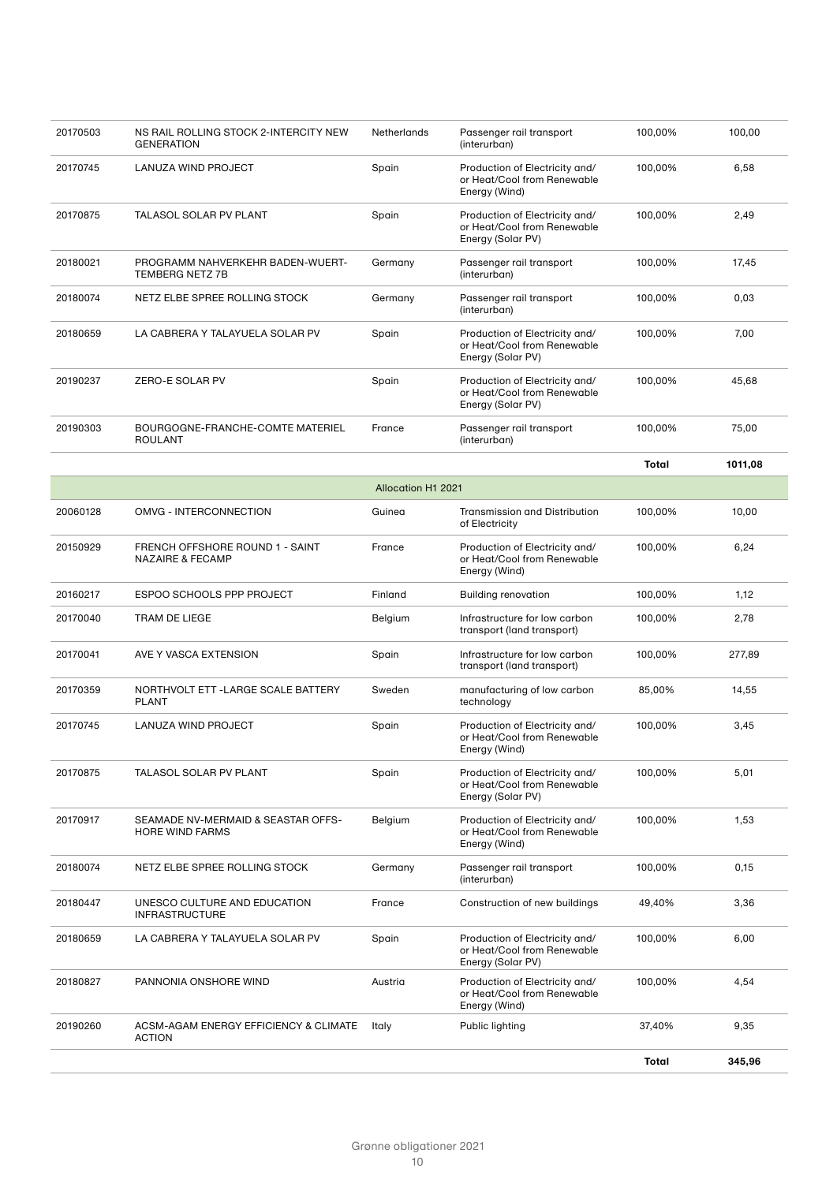| | | | | | |
|---|---|---|---|---|---|
| 20170503 | NS RAIL ROLLING STOCK 2-INTERCITY NEW GENERATION | Netherlands | Passenger rail transport (interurban) | 100,00% | 100,00 |
| 20170745 | LANUZA WIND PROJECT | Spain | Production of Electricity and/ or Heat/Cool from Renewable Energy (Wind) | 100,00% | 6,58 |
| 20170875 | TALASOL SOLAR PV PLANT | Spain | Production of Electricity and/ or Heat/Cool from Renewable Energy (Solar PV) | 100,00% | 2,49 |
| 20180021 | PROGRAMM NAHVERKEHR BADEN-WUERT-TEMBERG NETZ 7B | Germany | Passenger rail transport (interurban) | 100,00% | 17,45 |
| 20180074 | NETZ ELBE SPREE ROLLING STOCK | Germany | Passenger rail transport (interurban) | 100,00% | 0,03 |
| 20180659 | LA CABRERA Y TALAYUELA SOLAR PV | Spain | Production of Electricity and/ or Heat/Cool from Renewable Energy (Solar PV) | 100,00% | 7,00 |
| 20190237 | ZERO-E SOLAR PV | Spain | Production of Electricity and/ or Heat/Cool from Renewable Energy (Solar PV) | 100,00% | 45,68 |
| 20190303 | BOURGOGNE-FRANCHE-COMTE MATERIEL ROULANT | France | Passenger rail transport (interurban) | 100,00% | 75,00 |
| | | | | **Total** | **1011,08** |
| | | Allocation H1 2021 | | | |
| 20060128 | OMVG - INTERCONNECTION | Guinea | Transmission and Distribution of Electricity | 100,00% | 10,00 |
| 20150929 | FRENCH OFFSHORE ROUND 1 - SAINT NAZAIRE & FECAMP | France | Production of Electricity and/ or Heat/Cool from Renewable Energy (Wind) | 100,00% | 6,24 |
| 20160217 | ESPOO SCHOOLS PPP PROJECT | Finland | Building renovation | 100,00% | 1,12 |
| 20170040 | TRAM DE LIEGE | Belgium | Infrastructure for low carbon transport (land transport) | 100,00% | 2,78 |
| 20170041 | AVE Y VASCA EXTENSION | Spain | Infrastructure for low carbon transport (land transport) | 100,00% | 277,89 |
| 20170359 | NORTHVOLT ETT -LARGE SCALE BATTERY PLANT | Sweden | manufacturing of low carbon technology | 85,00% | 14,55 |
| 20170745 | LANUZA WIND PROJECT | Spain | Production of Electricity and/ or Heat/Cool from Renewable Energy (Wind) | 100,00% | 3,45 |
| 20170875 | TALASOL SOLAR PV PLANT | Spain | Production of Electricity and/ or Heat/Cool from Renewable Energy (Solar PV) | 100,00% | 5,01 |
| 20170917 | SEAMADE NV-MERMAID & SEASTAR OFFS-HORE WIND FARMS | Belgium | Production of Electricity and/ or Heat/Cool from Renewable Energy (Wind) | 100,00% | 1,53 |
| 20180074 | NETZ ELBE SPREE ROLLING STOCK | Germany | Passenger rail transport (interurban) | 100,00% | 0,15 |
| 20180447 | UNESCO CULTURE AND EDUCATION INFRASTRUCTURE | France | Construction of new buildings | 49,40% | 3,36 |
| 20180659 | LA CABRERA Y TALAYUELA SOLAR PV | Spain | Production of Electricity and/ or Heat/Cool from Renewable Energy (Solar PV) | 100,00% | 6,00 |
| 20180827 | PANNONIA ONSHORE WIND | Austria | Production of Electricity and/ or Heat/Cool from Renewable Energy (Wind) | 100,00% | 4,54 |
| 20190260 | ACSM-AGAM ENERGY EFFICIENCY & CLIMATE ACTION | Italy | Public lighting | 37,40% | 9,35 |
| | | | | **Total** | **345,96** |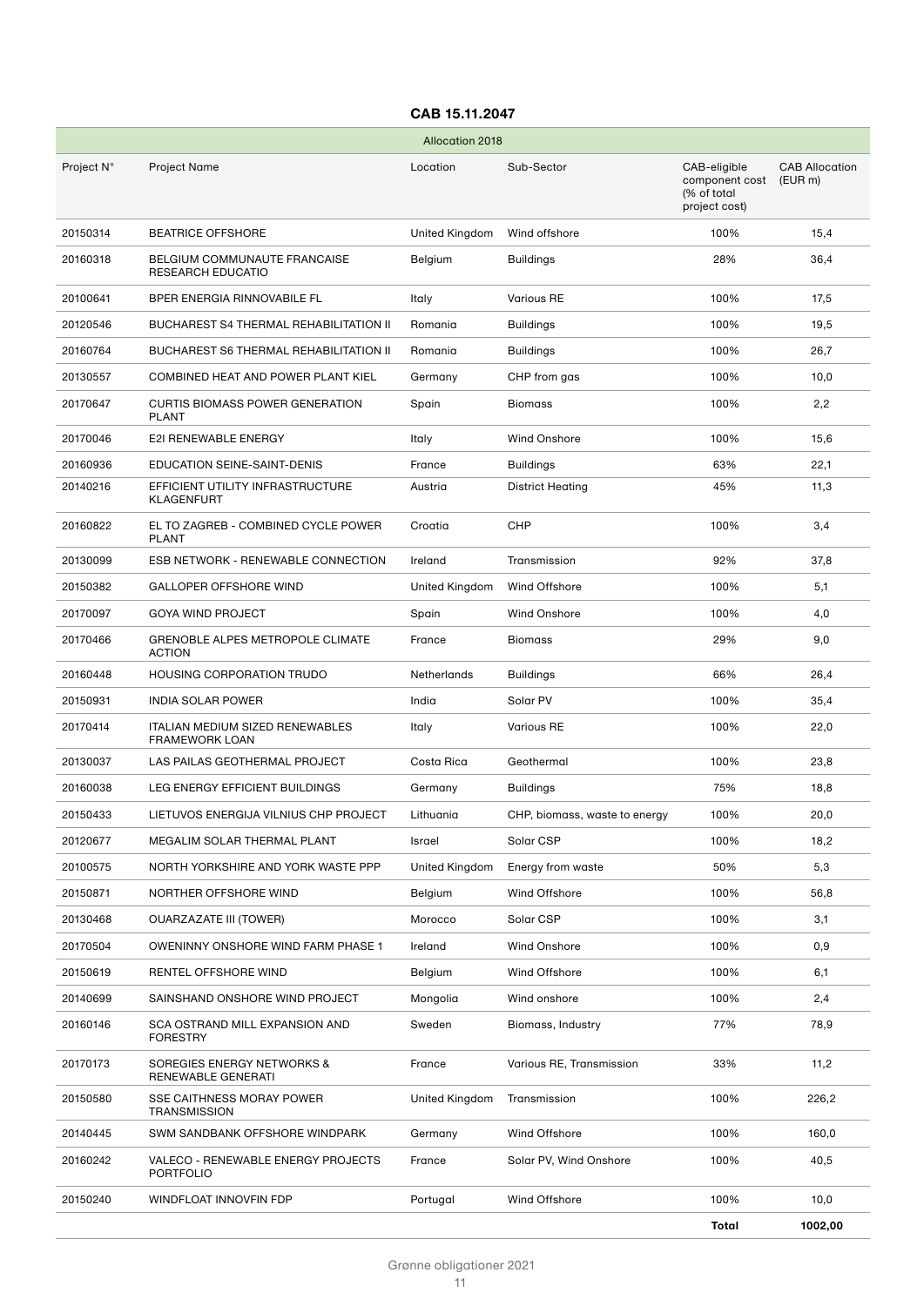**CAB 15.11.2047**

| Allocation 2018 | | | | | |
|---|---|---|---|---|---|
| Project N° | Project Name | Location | Sub-Sector | CAB-eligible component cost (% of total project cost) | CAB Allocation (EUR m) |
| 20150314 | BEATRICE OFFSHORE | United Kingdom | Wind offshore | 100% | 15,4 |
| 20160318 | BELGIUM COMMUNAUTE FRANCAISE RESEARCH EDUCATIO | Belgium | Buildings | 28% | 36,4 |
| 20100641 | BPER ENERGIA RINNOVABILE FL | Italy | Various RE | 100% | 17,5 |
| 20120546 | BUCHAREST S4 THERMAL REHABILITATION II | Romania | Buildings | 100% | 19,5 |
| 20160764 | BUCHAREST S6 THERMAL REHABILITATION II | Romania | Buildings | 100% | 26,7 |
| 20130557 | COMBINED HEAT AND POWER PLANT KIEL | Germany | CHP from gas | 100% | 10,0 |
| 20170647 | CURTIS BIOMASS POWER GENERATION PLANT | Spain | Biomass | 100% | 2,2 |
| 20170046 | E2I RENEWABLE ENERGY | Italy | Wind Onshore | 100% | 15,6 |
| 20160936 | EDUCATION SEINE-SAINT-DENIS | France | Buildings | 63% | 22,1 |
| 20140216 | EFFICIENT UTILITY INFRASTRUCTURE KLAGENFURT | Austria | District Heating | 45% | 11,3 |
| 20160822 | EL TO ZAGREB - COMBINED CYCLE POWER PLANT | Croatia | CHP | 100% | 3,4 |
| 20130099 | ESB NETWORK - RENEWABLE CONNECTION | Ireland | Transmission | 92% | 37,8 |
| 20150382 | GALLOPER OFFSHORE WIND | United Kingdom | Wind Offshore | 100% | 5,1 |
| 20170097 | GOYA WIND PROJECT | Spain | Wind Onshore | 100% | 4,0 |
| 20170466 | GRENOBLE ALPES METROPOLE CLIMATE ACTION | France | Biomass | 29% | 9,0 |
| 20160448 | HOUSING CORPORATION TRUDO | Netherlands | Buildings | 66% | 26,4 |
| 20150931 | INDIA SOLAR POWER | India | Solar PV | 100% | 35,4 |
| 20170414 | ITALIAN MEDIUM SIZED RENEWABLES FRAMEWORK LOAN | Italy | Various RE | 100% | 22,0 |
| 20130037 | LAS PAILAS GEOTHERMAL PROJECT | Costa Rica | Geothermal | 100% | 23,8 |
| 20160038 | LEG ENERGY EFFICIENT BUILDINGS | Germany | Buildings | 75% | 18,8 |
| 20150433 | LIETUVOS ENERGIJA VILNIUS CHP PROJECT | Lithuania | CHP, biomass, waste to energy | 100% | 20,0 |
| 20120677 | MEGALIM SOLAR THERMAL PLANT | Israel | Solar CSP | 100% | 18,2 |
| 20100575 | NORTH YORKSHIRE AND YORK WASTE PPP | United Kingdom | Energy from waste | 50% | 5,3 |
| 20150871 | NORTHER OFFSHORE WIND | Belgium | Wind Offshore | 100% | 56,8 |
| 20130468 | OUARZAZATE III (TOWER) | Morocco | Solar CSP | 100% | 3,1 |
| 20170504 | OWENINNY ONSHORE WIND FARM PHASE 1 | Ireland | Wind Onshore | 100% | 0,9 |
| 20150619 | RENTEL OFFSHORE WIND | Belgium | Wind Offshore | 100% | 6,1 |
| 20140699 | SAINSHAND ONSHORE WIND PROJECT | Mongolia | Wind onshore | 100% | 2,4 |
| 20160146 | SCA OSTRAND MILL EXPANSION AND FORESTRY | Sweden | Biomass, Industry | 77% | 78,9 |
| 20170173 | SOREGIES ENERGY NETWORKS & RENEWABLE GENERATI | France | Various RE, Transmission | 33% | 11,2 |
| 20150580 | SSE CAITHNESS MORAY POWER TRANSMISSION | United Kingdom | Transmission | 100% | 226,2 |
| 20140445 | SWM SANDBANK OFFSHORE WINDPARK | Germany | Wind Offshore | 100% | 160,0 |
| 20160242 | VALECO - RENEWABLE ENERGY PROJECTS PORTFOLIO | France | Solar PV, Wind Onshore | 100% | 40,5 |
| 20150240 | WINDFLOAT INNOVFIN FDP | Portugal | Wind Offshore | 100% | 10,0 |
| | | | | **Total** | **1002,00** |